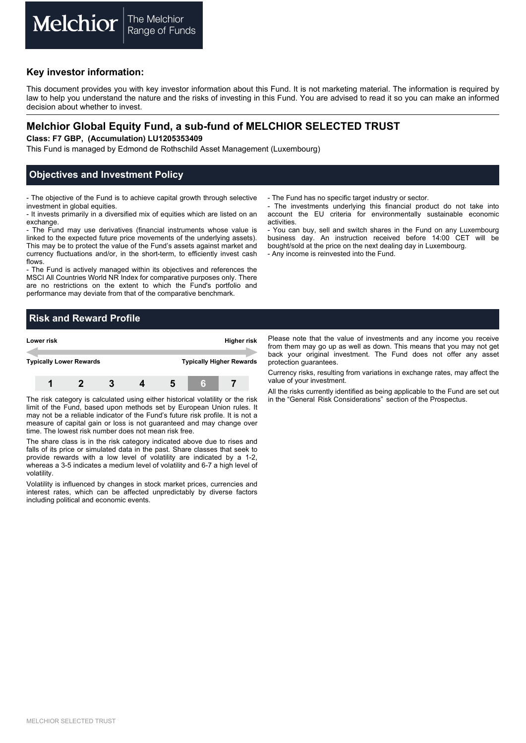Melchior | The Melchior Range of Funds

## Key investor information:

This document provides you with key investor information about this Fund. It is not marketing material. The information is required by law to help you understand the nature and the risks of investing in this Fund. You are advised to read it so you can make an informed decision about whether to invest.

# Melchior Global Equity Fund, a sub-fund of MELCHIOR SELECTED TRUST

**Class: F7 GBP, (Accumulation) LU1205353409**

This Fund is managed by Edmond de Rothschild Asset Management (Luxembourg)

## Objectives and Investment Policy

- The objective of the Fund is to achieve capital growth through selective investment in global equities.
- It invests primarily in a diversified mix of equities which are listed on an exchange.
- The Fund may use derivatives (financial instruments whose value is linked to the expected future price movements of the underlying assets). This may be to protect the value of the Fund's assets against market and currency fluctuations and/or, in the short-term, to efficiently invest cash flows.
- The Fund is actively managed within its objectives and references the MSCI All Countries World NR Index for comparative purposes only. There are no restrictions on the extent to which the Fund's portfolio and performance may deviate from that of the comparative benchmark.
- The Fund has no specific target industry or sector.
- The investments underlying this financial product do not take into account the EU criteria for environmentally sustainable economic activities.
- You can buy, sell and switch shares in the Fund on any Luxembourg business day. An instruction received before 14:00 CET will be bought/sold at the price on the next dealing day in Luxembourg.
- Any income is reinvested into the Fund.

## Risk and Reward Profile

| Lower risk | | | | | | Higher risk |
|---|---|---|---|---|---|---|
| Typically Lower Rewards | | | | | | Typically Higher Rewards |
| 1 | 2 | 3 | 4 | 5 | **6** | 7 |

The risk category is calculated using either historical volatility or the risk limit of the Fund, based upon methods set by European Union rules. It may not be a reliable indicator of the Fund's future risk profile. It is not a measure of capital gain or loss is not guaranteed and may change over time. The lowest risk number does not mean risk free.

The share class is in the risk category indicated above due to rises and falls of its price or simulated data in the past. Share classes that seek to provide rewards with a low level of volatility are indicated by a 1-2, whereas a 3-5 indicates a medium level of volatility and 6-7 a high level of volatility.

Volatility is influenced by changes in stock market prices, currencies and interest rates, which can be affected unpredictably by diverse factors including political and economic events.

Please note that the value of investments and any income you receive from them may go up as well as down. This means that you may not get back your original investment. The Fund does not offer any asset protection guarantees.

Currency risks, resulting from variations in exchange rates, may affect the value of your investment.

All the risks currently identified as being applicable to the Fund are set out in the "General Risk Considerations" section of the Prospectus.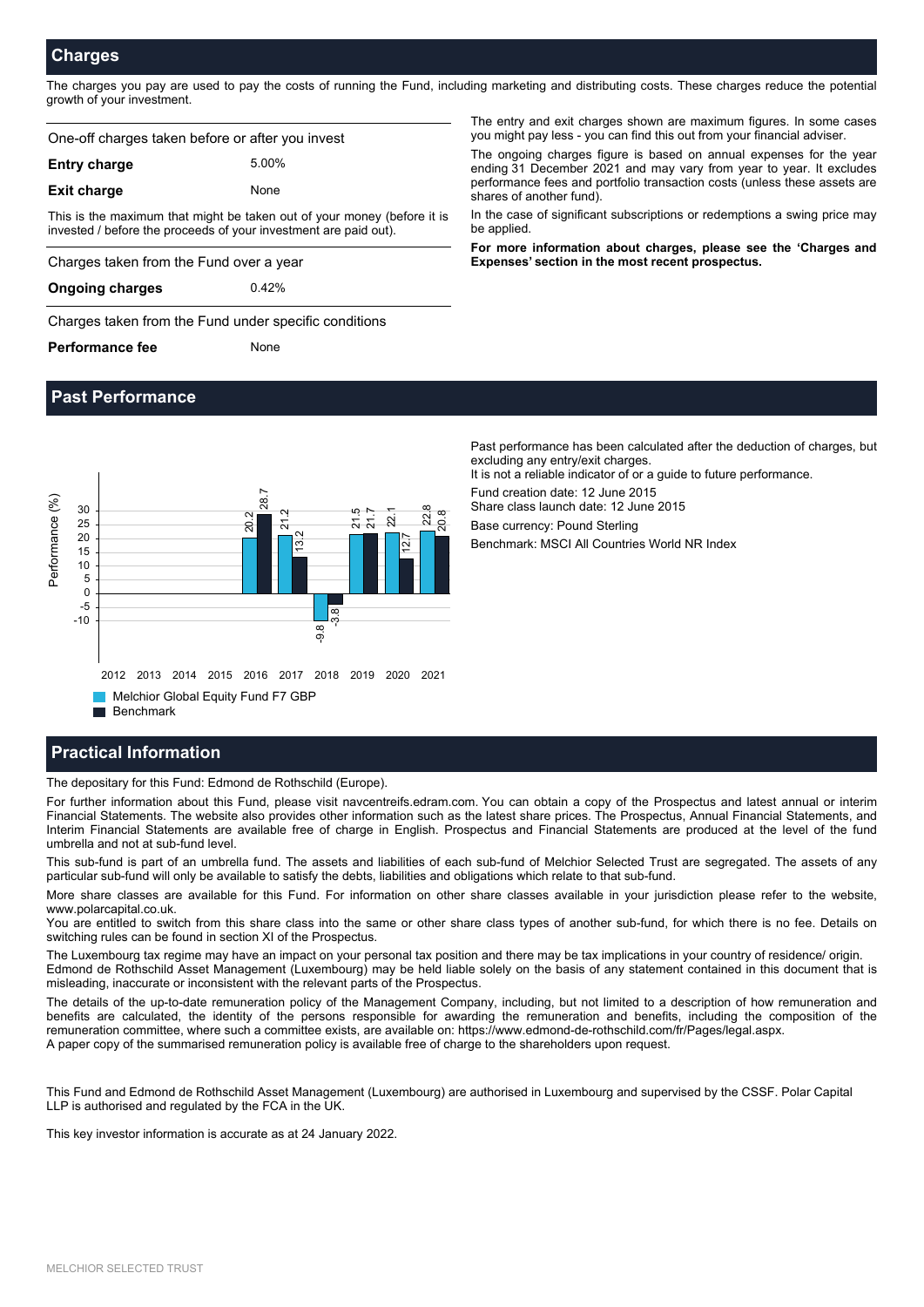## Charges

The charges you pay are used to pay the costs of running the Fund, including marketing and distributing costs. These charges reduce the potential growth of your investment.

| One-off charges taken before or after you invest | |
|---|---|
| **Entry charge** | 5.00% |
| **Exit charge** | None |

This is the maximum that might be taken out of your money (before it is invested / before the proceeds of your investment are paid out).

| Charges taken from the Fund over a year | |
|---|---|
| **Ongoing charges** | 0.42% |

| Charges taken from the Fund under specific conditions | |
|---|---|
| **Performance fee** | None |

The entry and exit charges shown are maximum figures. In some cases you might pay less - you can find this out from your financial adviser.

The ongoing charges figure is based on annual expenses for the year ending 31 December 2021 and may vary from year to year. It excludes performance fees and portfolio transaction costs (unless these assets are shares of another fund).

In the case of significant subscriptions or redemptions a swing price may be applied.

**For more information about charges, please see the 'Charges and Expenses' section in the most recent prospectus.**

## Past Performance

Performance (%)

30
25
20
15
10
5
0
-5
-10

20.2 28.7 21.2 13.2 -9.8 -3.8 21.5 21.7 22.1 12.7 22.8 20.8

2012 2013 2014 2015 2016 2017 2018 2019 2020 2021

Melchior Global Equity Fund F7 GBP
Benchmark

Past performance has been calculated after the deduction of charges, but excluding any entry/exit charges.
It is not a reliable indicator of or a guide to future performance.

Fund creation date: 12 June 2015
Share class launch date: 12 June 2015

Base currency: Pound Sterling

Benchmark: MSCI All Countries World NR Index

## Practical Information

The depositary for this Fund: Edmond de Rothschild (Europe).

For further information about this Fund, please visit navcentreifs.edram.com. You can obtain a copy of the Prospectus and latest annual or interim Financial Statements. The website also provides other information such as the latest share prices. The Prospectus, Annual Financial Statements, and Interim Financial Statements are available free of charge in English. Prospectus and Financial Statements are produced at the level of the fund umbrella and not at sub-fund level.

This sub-fund is part of an umbrella fund. The assets and liabilities of each sub-fund of Melchior Selected Trust are segregated. The assets of any particular sub-fund will only be available to satisfy the debts, liabilities and obligations which relate to that sub-fund.

More share classes are available for this Fund. For information on other share classes available in your jurisdiction please refer to the website, www.polarcapital.co.uk.
You are entitled to switch from this share class into the same or other share class types of another sub-fund, for which there is no fee. Details on switching rules can be found in section XI of the Prospectus.

The Luxembourg tax regime may have an impact on your personal tax position and there may be tax implications in your country of residence/ origin.
Edmond de Rothschild Asset Management (Luxembourg) may be held liable solely on the basis of any statement contained in this document that is misleading, inaccurate or inconsistent with the relevant parts of the Prospectus.

The details of the up-to-date remuneration policy of the Management Company, including, but not limited to a description of how remuneration and benefits are calculated, the identity of the persons responsible for awarding the remuneration and benefits, including the composition of the remuneration committee, where such a committee exists, are available on: https://www.edmond-de-rothschild.com/fr/Pages/legal.aspx.
A paper copy of the summarised remuneration policy is available free of charge to the shareholders upon request.

This Fund and Edmond de Rothschild Asset Management (Luxembourg) are authorised in Luxembourg and supervised by the CSSF. Polar Capital LLP is authorised and regulated by the FCA in the UK.

This key investor information is accurate as at 24 January 2022.